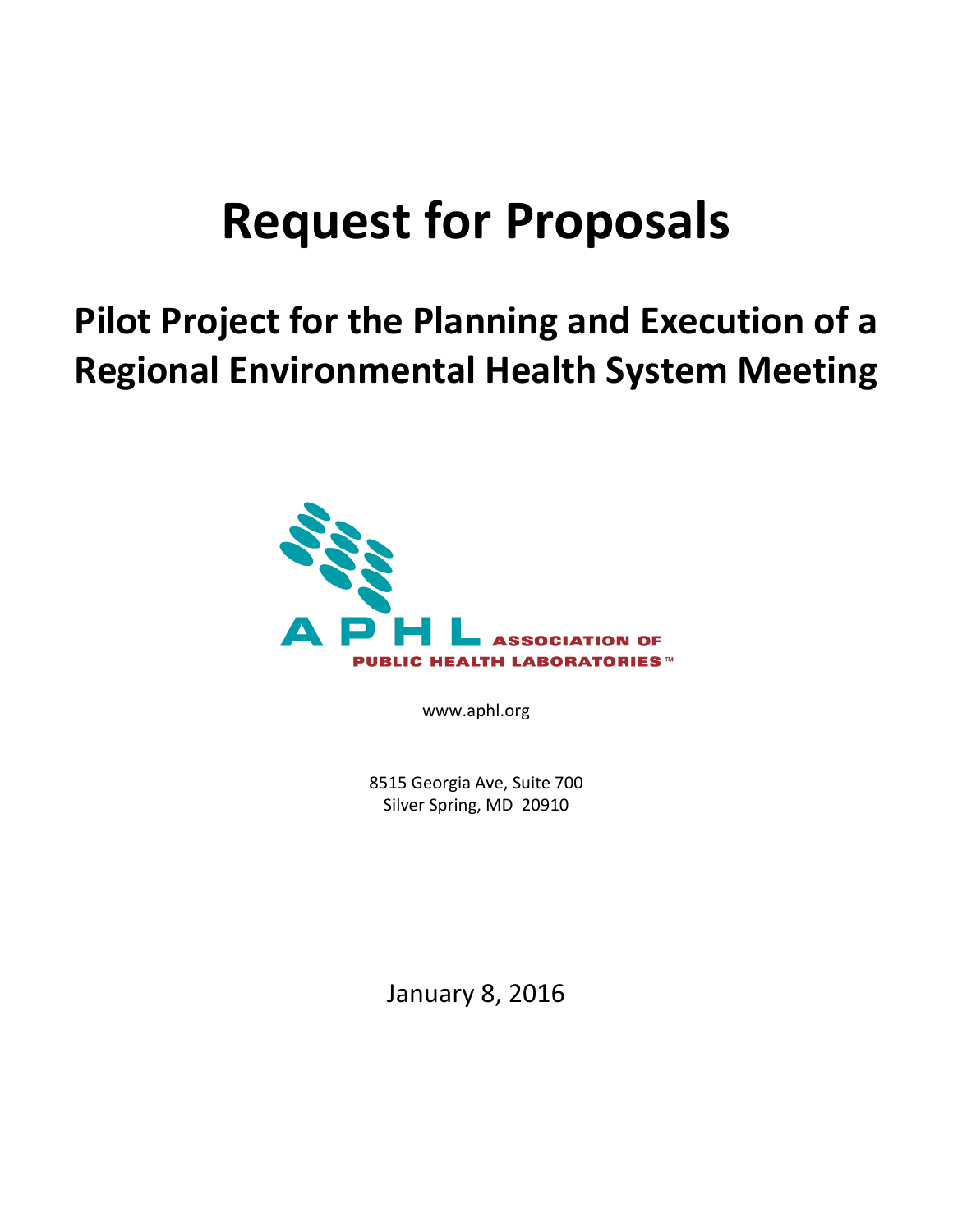# Request for Proposals

## Pilot Project for the Planning and Execution of a Regional Environmental Health System Meeting

APHL ASSOCIATION OF PUBLIC HEALTH LABORATORIES™

www.aphl.org

8515 Georgia Ave, Suite 700
Silver Spring, MD 20910

January 8, 2016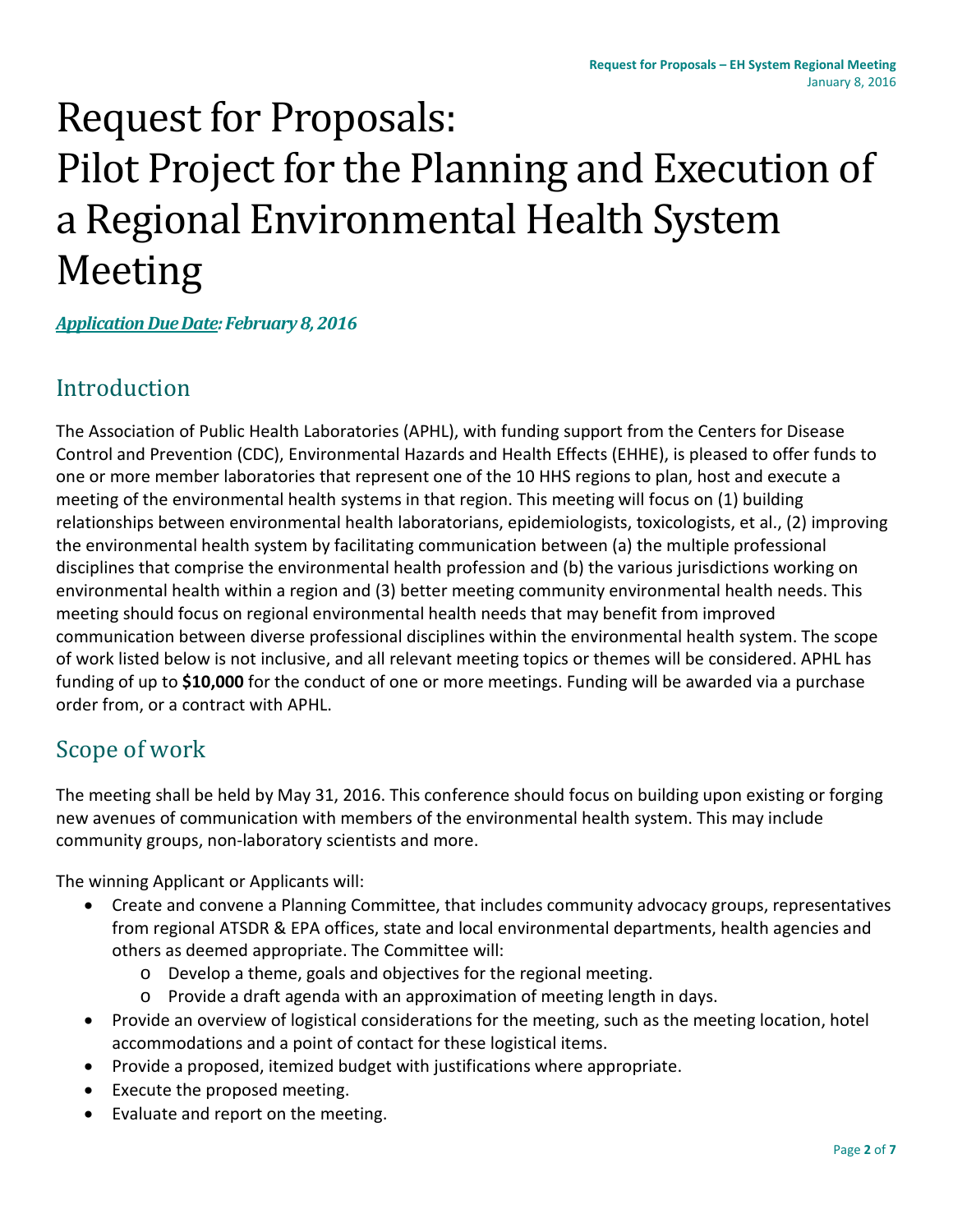# Request for Proposals: Pilot Project for the Planning and Execution of a Regional Environmental Health System Meeting

***Application Due Date*: February 8, 2016**

## Introduction

The Association of Public Health Laboratories (APHL), with funding support from the Centers for Disease Control and Prevention (CDC), Environmental Hazards and Health Effects (EHHE), is pleased to offer funds to one or more member laboratories that represent one of the 10 HHS regions to plan, host and execute a meeting of the environmental health systems in that region. This meeting will focus on (1) building relationships between environmental health laboratorians, epidemiologists, toxicologists, et al., (2) improving the environmental health system by facilitating communication between (a) the multiple professional disciplines that comprise the environmental health profession and (b) the various jurisdictions working on environmental health within a region and (3) better meeting community environmental health needs. This meeting should focus on regional environmental health needs that may benefit from improved communication between diverse professional disciplines within the environmental health system. The scope of work listed below is not inclusive, and all relevant meeting topics or themes will be considered. APHL has funding of up to **$10,000** for the conduct of one or more meetings. Funding will be awarded via a purchase order from, or a contract with APHL.

## Scope of work

The meeting shall be held by May 31, 2016. This conference should focus on building upon existing or forging new avenues of communication with members of the environmental health system. This may include community groups, non-laboratory scientists and more.

The winning Applicant or Applicants will:

- Create and convene a Planning Committee, that includes community advocacy groups, representatives from regional ATSDR & EPA offices, state and local environmental departments, health agencies and others as deemed appropriate. The Committee will:
    - Develop a theme, goals and objectives for the regional meeting.
    - Provide a draft agenda with an approximation of meeting length in days.
- Provide an overview of logistical considerations for the meeting, such as the meeting location, hotel accommodations and a point of contact for these logistical items.
- Provide a proposed, itemized budget with justifications where appropriate.
- Execute the proposed meeting.
- Evaluate and report on the meeting.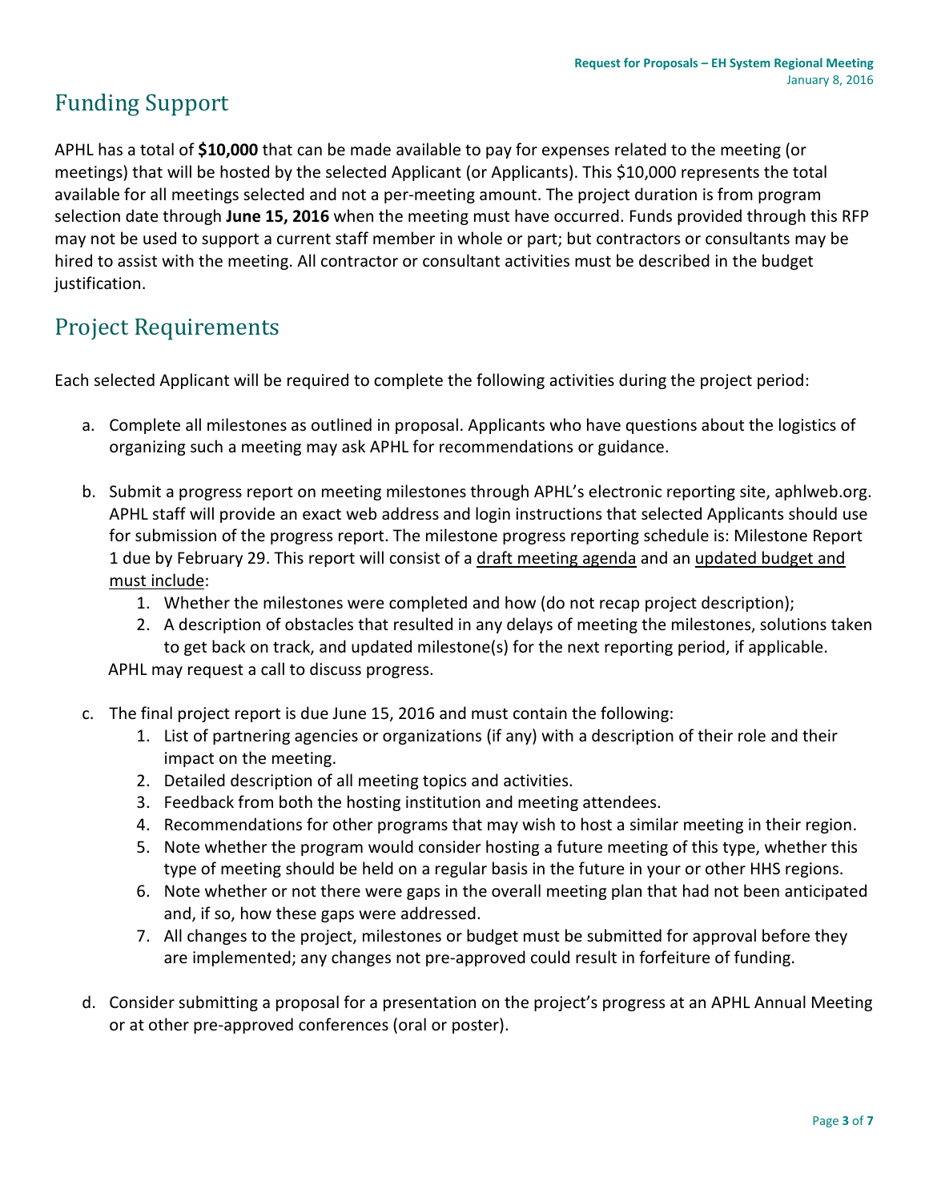## Funding Support

APHL has a total of **$10,000** that can be made available to pay for expenses related to the meeting (or meetings) that will be hosted by the selected Applicant (or Applicants). This $10,000 represents the total available for all meetings selected and not a per-meeting amount. The project duration is from program selection date through **June 15, 2016** when the meeting must have occurred. Funds provided through this RFP may not be used to support a current staff member in whole or part; but contractors or consultants may be hired to assist with the meeting. All contractor or consultant activities must be described in the budget justification.

## Project Requirements

Each selected Applicant will be required to complete the following activities during the project period:

a. Complete all milestones as outlined in proposal. Applicants who have questions about the logistics of organizing such a meeting may ask APHL for recommendations or guidance.

b. Submit a progress report on meeting milestones through APHL's electronic reporting site, aphlweb.org. APHL staff will provide an exact web address and login instructions that selected Applicants should use for submission of the progress report. The milestone progress reporting schedule is: Milestone Report 1 due by February 29. This report will consist of a <u>draft meeting agenda</u> and an <u>updated budget and must include</u>:
   1. Whether the milestones were completed and how (do not recap project description);
   2. A description of obstacles that resulted in any delays of meeting the milestones, solutions taken to get back on track, and updated milestone(s) for the next reporting period, if applicable.

   APHL may request a call to discuss progress.

c. The final project report is due June 15, 2016 and must contain the following:
   1. List of partnering agencies or organizations (if any) with a description of their role and their impact on the meeting.
   2. Detailed description of all meeting topics and activities.
   3. Feedback from both the hosting institution and meeting attendees.
   4. Recommendations for other programs that may wish to host a similar meeting in their region.
   5. Note whether the program would consider hosting a future meeting of this type, whether this type of meeting should be held on a regular basis in the future in your or other HHS regions.
   6. Note whether or not there were gaps in the overall meeting plan that had not been anticipated and, if so, how these gaps were addressed.
   7. All changes to the project, milestones or budget must be submitted for approval before they are implemented; any changes not pre-approved could result in forfeiture of funding.

d. Consider submitting a proposal for a presentation on the project's progress at an APHL Annual Meeting or at other pre-approved conferences (oral or poster).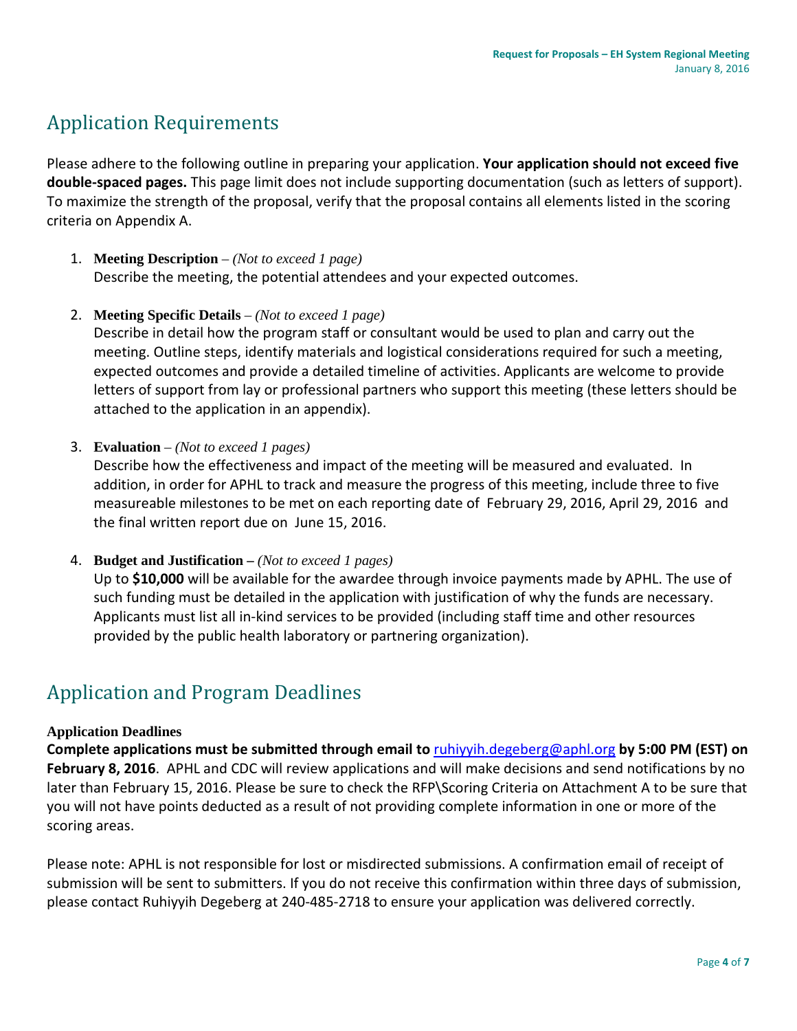## Application Requirements

Please adhere to the following outline in preparing your application. **Your application should not exceed five double-spaced pages.** This page limit does not include supporting documentation (such as letters of support). To maximize the strength of the proposal, verify that the proposal contains all elements listed in the scoring criteria on Appendix A.

1. **Meeting Description** – *(Not to exceed 1 page)*
   Describe the meeting, the potential attendees and your expected outcomes.

2. **Meeting Specific Details** – *(Not to exceed 1 page)*
   Describe in detail how the program staff or consultant would be used to plan and carry out the meeting. Outline steps, identify materials and logistical considerations required for such a meeting, expected outcomes and provide a detailed timeline of activities. Applicants are welcome to provide letters of support from lay or professional partners who support this meeting (these letters should be attached to the application in an appendix).

3. **Evaluation** – *(Not to exceed 1 pages)*
   Describe how the effectiveness and impact of the meeting will be measured and evaluated. In addition, in order for APHL to track and measure the progress of this meeting, include three to five measureable milestones to be met on each reporting date of February 29, 2016, April 29, 2016 and the final written report due on June 15, 2016.

4. **Budget and Justification** – *(Not to exceed 1 pages)*
   Up to **$10,000** will be available for the awardee through invoice payments made by APHL. The use of such funding must be detailed in the application with justification of why the funds are necessary. Applicants must list all in-kind services to be provided (including staff time and other resources provided by the public health laboratory or partnering organization).

## Application and Program Deadlines

### Application Deadlines

**Complete applications must be submitted through email to** ruhiyyih.degeberg@aphl.org **by 5:00 PM (EST) on February 8, 2016**. APHL and CDC will review applications and will make decisions and send notifications by no later than February 15, 2016. Please be sure to check the RFP\Scoring Criteria on Attachment A to be sure that you will not have points deducted as a result of not providing complete information in one or more of the scoring areas.

Please note: APHL is not responsible for lost or misdirected submissions. A confirmation email of receipt of submission will be sent to submitters. If you do not receive this confirmation within three days of submission, please contact Ruhiyyih Degeberg at 240-485-2718 to ensure your application was delivered correctly.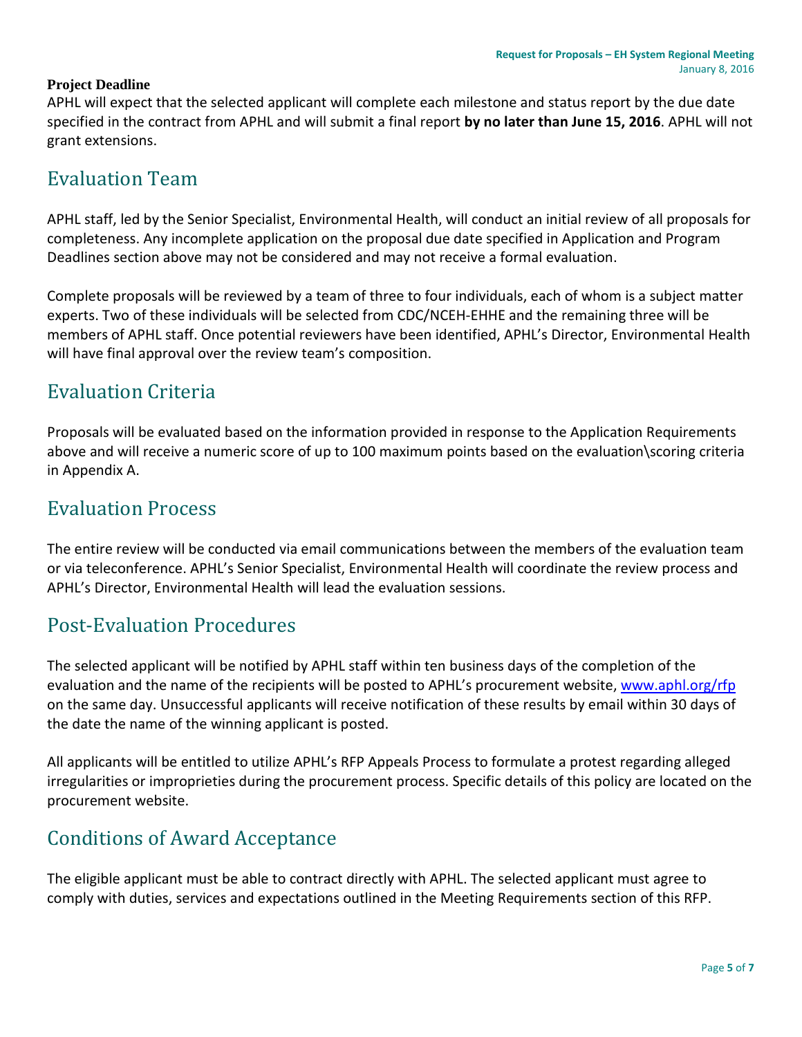**Project Deadline**

APHL will expect that the selected applicant will complete each milestone and status report by the due date specified in the contract from APHL and will submit a final report **by no later than June 15, 2016**. APHL will not grant extensions.

## Evaluation Team

APHL staff, led by the Senior Specialist, Environmental Health, will conduct an initial review of all proposals for completeness. Any incomplete application on the proposal due date specified in Application and Program Deadlines section above may not be considered and may not receive a formal evaluation.

Complete proposals will be reviewed by a team of three to four individuals, each of whom is a subject matter experts. Two of these individuals will be selected from CDC/NCEH-EHHE and the remaining three will be members of APHL staff. Once potential reviewers have been identified, APHL's Director, Environmental Health will have final approval over the review team's composition.

## Evaluation Criteria

Proposals will be evaluated based on the information provided in response to the Application Requirements above and will receive a numeric score of up to 100 maximum points based on the evaluation\scoring criteria in Appendix A.

## Evaluation Process

The entire review will be conducted via email communications between the members of the evaluation team or via teleconference. APHL's Senior Specialist, Environmental Health will coordinate the review process and APHL's Director, Environmental Health will lead the evaluation sessions.

## Post-Evaluation Procedures

The selected applicant will be notified by APHL staff within ten business days of the completion of the evaluation and the name of the recipients will be posted to APHL's procurement website, [www.aphl.org/rfp](http://www.aphl.org/rfp) on the same day. Unsuccessful applicants will receive notification of these results by email within 30 days of the date the name of the winning applicant is posted.

All applicants will be entitled to utilize APHL's RFP Appeals Process to formulate a protest regarding alleged irregularities or improprieties during the procurement process. Specific details of this policy are located on the procurement website.

## Conditions of Award Acceptance

The eligible applicant must be able to contract directly with APHL. The selected applicant must agree to comply with duties, services and expectations outlined in the Meeting Requirements section of this RFP.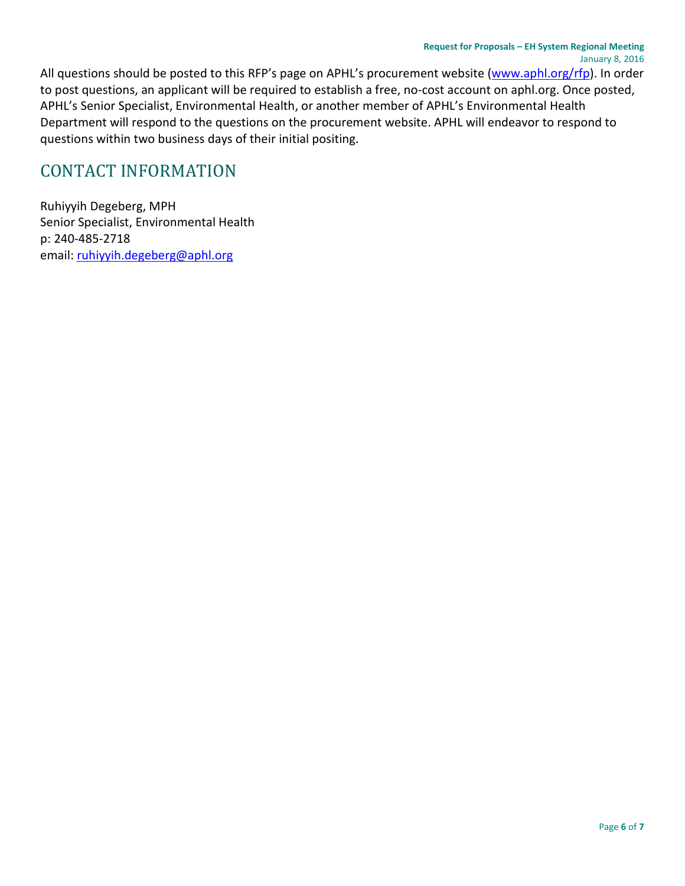All questions should be posted to this RFP's page on APHL's procurement website (www.aphl.org/rfp). In order to post questions, an applicant will be required to establish a free, no-cost account on aphl.org. Once posted, APHL's Senior Specialist, Environmental Health, or another member of APHL's Environmental Health Department will respond to the questions on the procurement website. APHL will endeavor to respond to questions within two business days of their initial positing.

## CONTACT INFORMATION

Ruhiyyih Degeberg, MPH  
Senior Specialist, Environmental Health  
p: 240-485-2718  
email: ruhiyyih.degeberg@aphl.org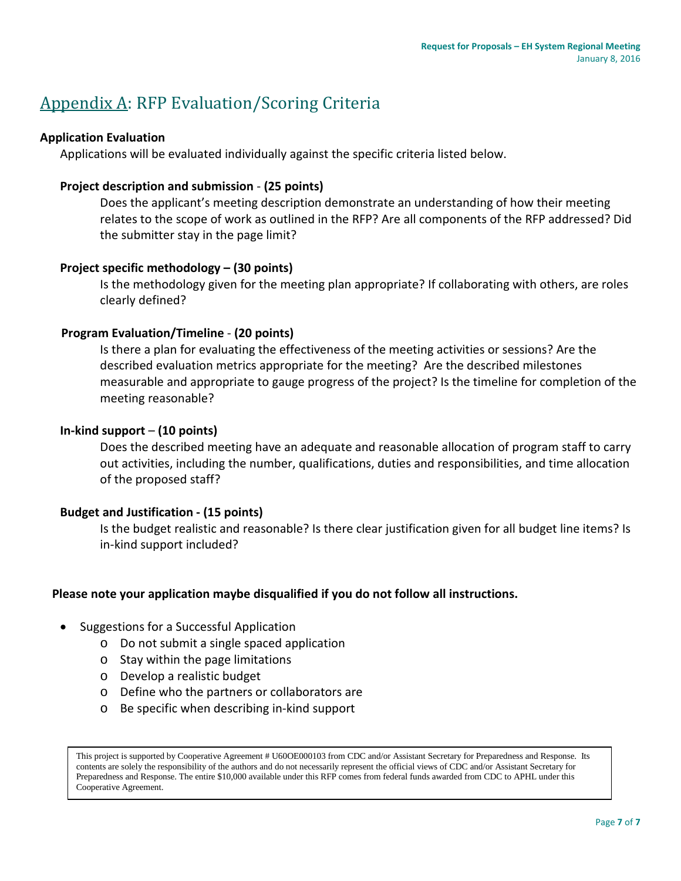# Appendix A: RFP Evaluation/Scoring Criteria

**Application Evaluation**

Applications will be evaluated individually against the specific criteria listed below.

**Project description and submission - (25 points)**

Does the applicant's meeting description demonstrate an understanding of how their meeting relates to the scope of work as outlined in the RFP? Are all components of the RFP addressed? Did the submitter stay in the page limit?

**Project specific methodology – (30 points)**

Is the methodology given for the meeting plan appropriate? If collaborating with others, are roles clearly defined?

**Program Evaluation/Timeline - (20 points)**

Is there a plan for evaluating the effectiveness of the meeting activities or sessions? Are the described evaluation metrics appropriate for the meeting? Are the described milestones measurable and appropriate to gauge progress of the project? Is the timeline for completion of the meeting reasonable?

**In-kind support – (10 points)**

Does the described meeting have an adequate and reasonable allocation of program staff to carry out activities, including the number, qualifications, duties and responsibilities, and time allocation of the proposed staff?

**Budget and Justification - (15 points)**

Is the budget realistic and reasonable? Is there clear justification given for all budget line items? Is in-kind support included?

**Please note your application maybe disqualified if you do not follow all instructions.**

- Suggestions for a Successful Application
  - Do not submit a single spaced application
  - Stay within the page limitations
  - Develop a realistic budget
  - Define who the partners or collaborators are
  - Be specific when describing in-kind support

This project is supported by Cooperative Agreement # U60OE000103 from CDC and/or Assistant Secretary for Preparedness and Response. Its contents are solely the responsibility of the authors and do not necessarily represent the official views of CDC and/or Assistant Secretary for Preparedness and Response. The entire $10,000 available under this RFP comes from federal funds awarded from CDC to APHL under this Cooperative Agreement.